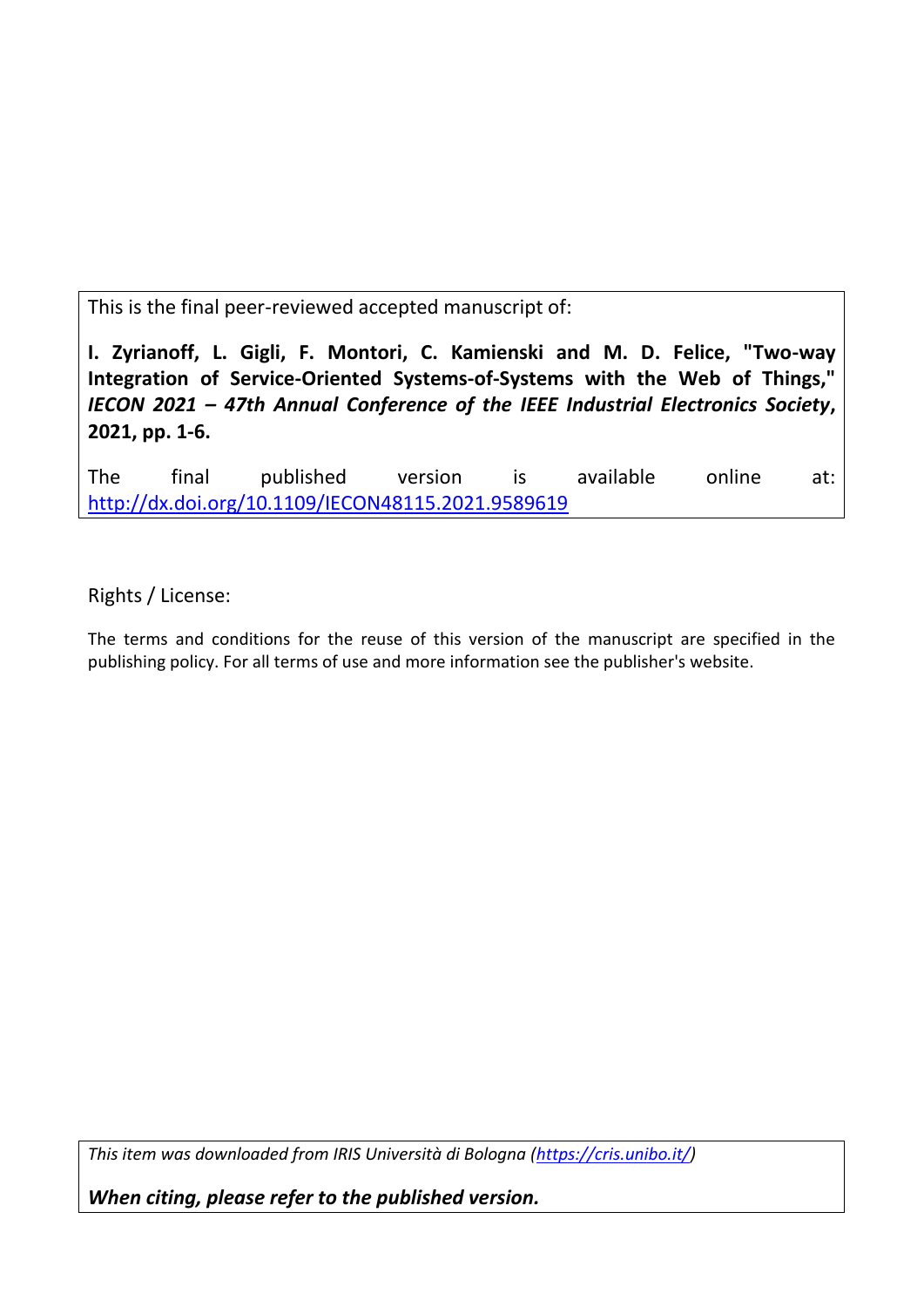This is the final peer-reviewed accepted manuscript of:

**I. Zyrianoff, L. Gigli, F. Montori, C. Kamienski and M. D. Felice, "Two-way Integration of Service-Oriented Systems-of-Systems with the Web of Things,"** ***IECON 2021 – 47th Annual Conference of the IEEE Industrial Electronics Society*****, 2021, pp. 1-6.**

The final published version is available online at: [http://dx.doi.org/10.1109/IECON48115.2021.9589619](http://dx.doi.org/10.1109/IECON48115.2021.9589619)

Rights / License:

The terms and conditions for the reuse of this version of the manuscript are specified in the publishing policy. For all terms of use and more information see the publisher's website.

*This item was downloaded from IRIS Università di Bologna ([https://cris.unibo.it/](https://cris.unibo.it/))*

***When citing, please refer to the published version.***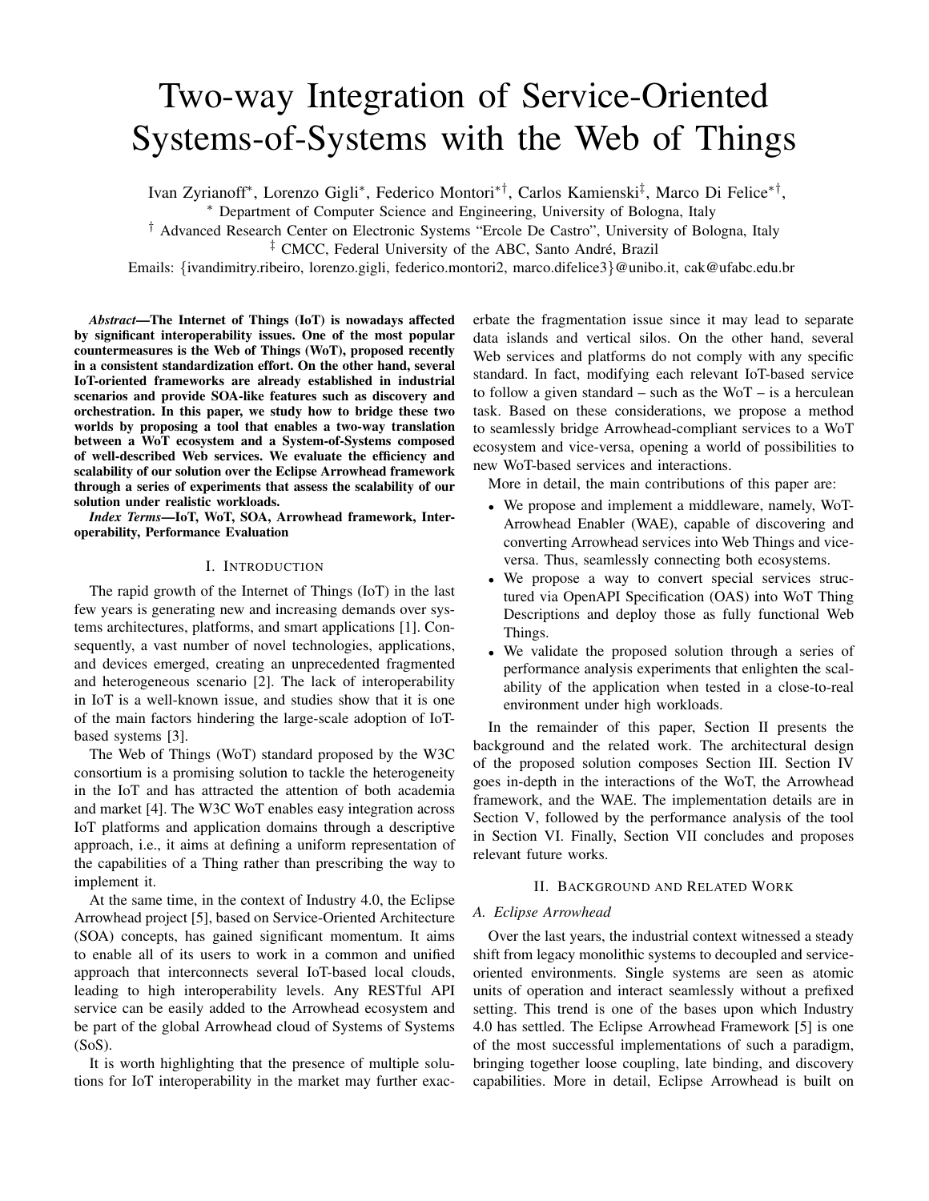# Two-way Integration of Service-Oriented Systems-of-Systems with the Web of Things

Ivan Zyrianoff*, Lorenzo Gigli*, Federico Montori*†, Carlos Kamienski‡, Marco Di Felice*†,

* Department of Computer Science and Engineering, University of Bologna, Italy

† Advanced Research Center on Electronic Systems "Ercole De Castro", University of Bologna, Italy

‡ CMCC, Federal University of the ABC, Santo André, Brazil

Emails: {ivandimitry.ribeiro, lorenzo.gigli, federico.montori2, marco.difelice3}@unibo.it, cak@ufabc.edu.br

***Abstract*—The Internet of Things (IoT) is nowadays affected by significant interoperability issues. One of the most popular countermeasures is the Web of Things (WoT), proposed recently in a consistent standardization effort. On the other hand, several IoT-oriented frameworks are already established in industrial scenarios and provide SOA-like features such as discovery and orchestration. In this paper, we study how to bridge these two worlds by proposing a tool that enables a two-way translation between a WoT ecosystem and a System-of-Systems composed of well-described Web services. We evaluate the efficiency and scalability of our solution over the Eclipse Arrowhead framework through a series of experiments that assess the scalability of our solution under realistic workloads.**

***Index Terms*—IoT, WoT, SOA, Arrowhead framework, Interoperability, Performance Evaluation**

## I. Introduction

The rapid growth of the Internet of Things (IoT) in the last few years is generating new and increasing demands over systems architectures, platforms, and smart applications [1]. Consequently, a vast number of novel technologies, applications, and devices emerged, creating an unprecedented fragmented and heterogeneous scenario [2]. The lack of interoperability in IoT is a well-known issue, and studies show that it is one of the main factors hindering the large-scale adoption of IoT-based systems [3].

The Web of Things (WoT) standard proposed by the W3C consortium is a promising solution to tackle the heterogeneity in the IoT and has attracted the attention of both academia and market [4]. The W3C WoT enables easy integration across IoT platforms and application domains through a descriptive approach, i.e., it aims at defining a uniform representation of the capabilities of a Thing rather than prescribing the way to implement it.

At the same time, in the context of Industry 4.0, the Eclipse Arrowhead project [5], based on Service-Oriented Architecture (SOA) concepts, has gained significant momentum. It aims to enable all of its users to work in a common and unified approach that interconnects several IoT-based local clouds, leading to high interoperability levels. Any RESTful API service can be easily added to the Arrowhead ecosystem and be part of the global Arrowhead cloud of Systems of Systems (SoS).

It is worth highlighting that the presence of multiple solutions for IoT interoperability in the market may further exacerbate the fragmentation issue since it may lead to separate data islands and vertical silos. On the other hand, several Web services and platforms do not comply with any specific standard. In fact, modifying each relevant IoT-based service to follow a given standard – such as the WoT – is a herculean task. Based on these considerations, we propose a method to seamlessly bridge Arrowhead-compliant services to a WoT ecosystem and vice-versa, opening a world of possibilities to new WoT-based services and interactions.

More in detail, the main contributions of this paper are:

- We propose and implement a middleware, namely, WoT-Arrowhead Enabler (WAE), capable of discovering and converting Arrowhead services into Web Things and vice-versa. Thus, seamlessly connecting both ecosystems.
- We propose a way to convert special services structured via OpenAPI Specification (OAS) into WoT Thing Descriptions and deploy those as fully functional Web Things.
- We validate the proposed solution through a series of performance analysis experiments that enlighten the scalability of the application when tested in a close-to-real environment under high workloads.

In the remainder of this paper, Section II presents the background and the related work. The architectural design of the proposed solution composes Section III. Section IV goes in-depth in the interactions of the WoT, the Arrowhead framework, and the WAE. The implementation details are in Section V, followed by the performance analysis of the tool in Section VI. Finally, Section VII concludes and proposes relevant future works.

## II. Background and Related Work

### A. Eclipse Arrowhead

Over the last years, the industrial context witnessed a steady shift from legacy monolithic systems to decoupled and service-oriented environments. Single systems are seen as atomic units of operation and interact seamlessly without a prefixed setting. This trend is one of the bases upon which Industry 4.0 has settled. The Eclipse Arrowhead Framework [5] is one of the most successful implementations of such a paradigm, bringing together loose coupling, late binding, and discovery capabilities. More in detail, Eclipse Arrowhead is built on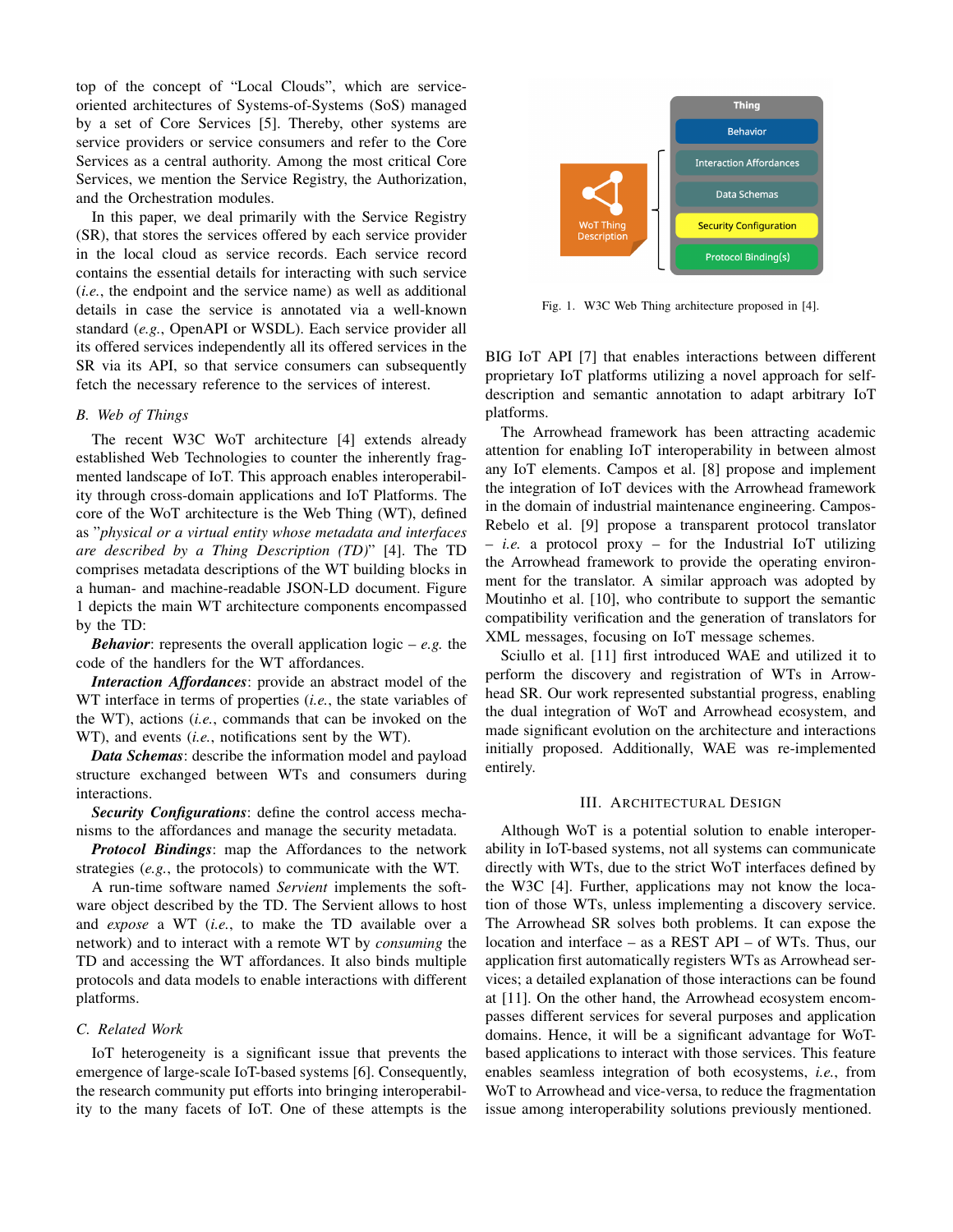top of the concept of "Local Clouds", which are service-oriented architectures of Systems-of-Systems (SoS) managed by a set of Core Services [5]. Thereby, other systems are service providers or service consumers and refer to the Core Services as a central authority. Among the most critical Core Services, we mention the Service Registry, the Authorization, and the Orchestration modules.

In this paper, we deal primarily with the Service Registry (SR), that stores the services offered by each service provider in the local cloud as service records. Each service record contains the essential details for interacting with such service (*i.e.*, the endpoint and the service name) as well as additional details in case the service is annotated via a well-known standard (*e.g.*, OpenAPI or WSDL). Each service provider all its offered services independently all its offered services in the SR via its API, so that service consumers can subsequently fetch the necessary reference to the services of interest.

### *B. Web of Things*

The recent W3C WoT architecture [4] extends already established Web Technologies to counter the inherently fragmented landscape of IoT. This approach enables interoperability through cross-domain applications and IoT Platforms. The core of the WoT architecture is the Web Thing (WT), defined as "*physical or a virtual entity whose metadata and interfaces are described by a Thing Description (TD)*" [4]. The TD comprises metadata descriptions of the WT building blocks in a human- and machine-readable JSON-LD document. Figure 1 depicts the main WT architecture components encompassed by the TD:

***Behavior***: represents the overall application logic – *e.g.* the code of the handlers for the WT affordances.

***Interaction Affordances***: provide an abstract model of the WT interface in terms of properties (*i.e.*, the state variables of the WT), actions (*i.e.*, commands that can be invoked on the WT), and events (*i.e.*, notifications sent by the WT).

***Data Schemas***: describe the information model and payload structure exchanged between WTs and consumers during interactions.

***Security Configurations***: define the control access mechanisms to the affordances and manage the security metadata.

***Protocol Bindings***: map the Affordances to the network strategies (*e.g.*, the protocols) to communicate with the WT.

A run-time software named *Servient* implements the software object described by the TD. The Servient allows to host and *expose* a WT (*i.e.*, to make the TD available over a network) and to interact with a remote WT by *consuming* the TD and accessing the WT affordances. It also binds multiple protocols and data models to enable interactions with different platforms.

### *C. Related Work*

IoT heterogeneity is a significant issue that prevents the emergence of large-scale IoT-based systems [6]. Consequently, the research community put efforts into bringing interoperability to the many facets of IoT. One of these attempts is the BIG IoT API [7] that enables interactions between different proprietary IoT platforms utilizing a novel approach for self-description and semantic annotation to adapt arbitrary IoT platforms.

Fig. 1. W3C Web Thing architecture proposed in [4].

The Arrowhead framework has been attracting academic attention for enabling IoT interoperability in between almost any IoT elements. Campos et al. [8] propose and implement the integration of IoT devices with the Arrowhead framework in the domain of industrial maintenance engineering. Campos-Rebelo et al. [9] propose a transparent protocol translator – *i.e.* a protocol proxy – for the Industrial IoT utilizing the Arrowhead framework to provide the operating environment for the translator. A similar approach was adopted by Moutinho et al. [10], who contribute to support the semantic compatibility verification and the generation of translators for XML messages, focusing on IoT message schemes.

Sciullo et al. [11] first introduced WAE and utilized it to perform the discovery and registration of WTs in Arrowhead SR. Our work represented substantial progress, enabling the dual integration of WoT and Arrowhead ecosystem, and made significant evolution on the architecture and interactions initially proposed. Additionally, WAE was re-implemented entirely.

## III. Architectural Design

Although WoT is a potential solution to enable interoperability in IoT-based systems, not all systems can communicate directly with WTs, due to the strict WoT interfaces defined by the W3C [4]. Further, applications may not know the location of those WTs, unless implementing a discovery service. The Arrowhead SR solves both problems. It can expose the location and interface – as a REST API – of WTs. Thus, our application first automatically registers WTs as Arrowhead services; a detailed explanation of those interactions can be found at [11]. On the other hand, the Arrowhead ecosystem encompasses different services for several purposes and application domains. Hence, it will be a significant advantage for WoT-based applications to interact with those services. This feature enables seamless integration of both ecosystems, *i.e.*, from WoT to Arrowhead and vice-versa, to reduce the fragmentation issue among interoperability solutions previously mentioned.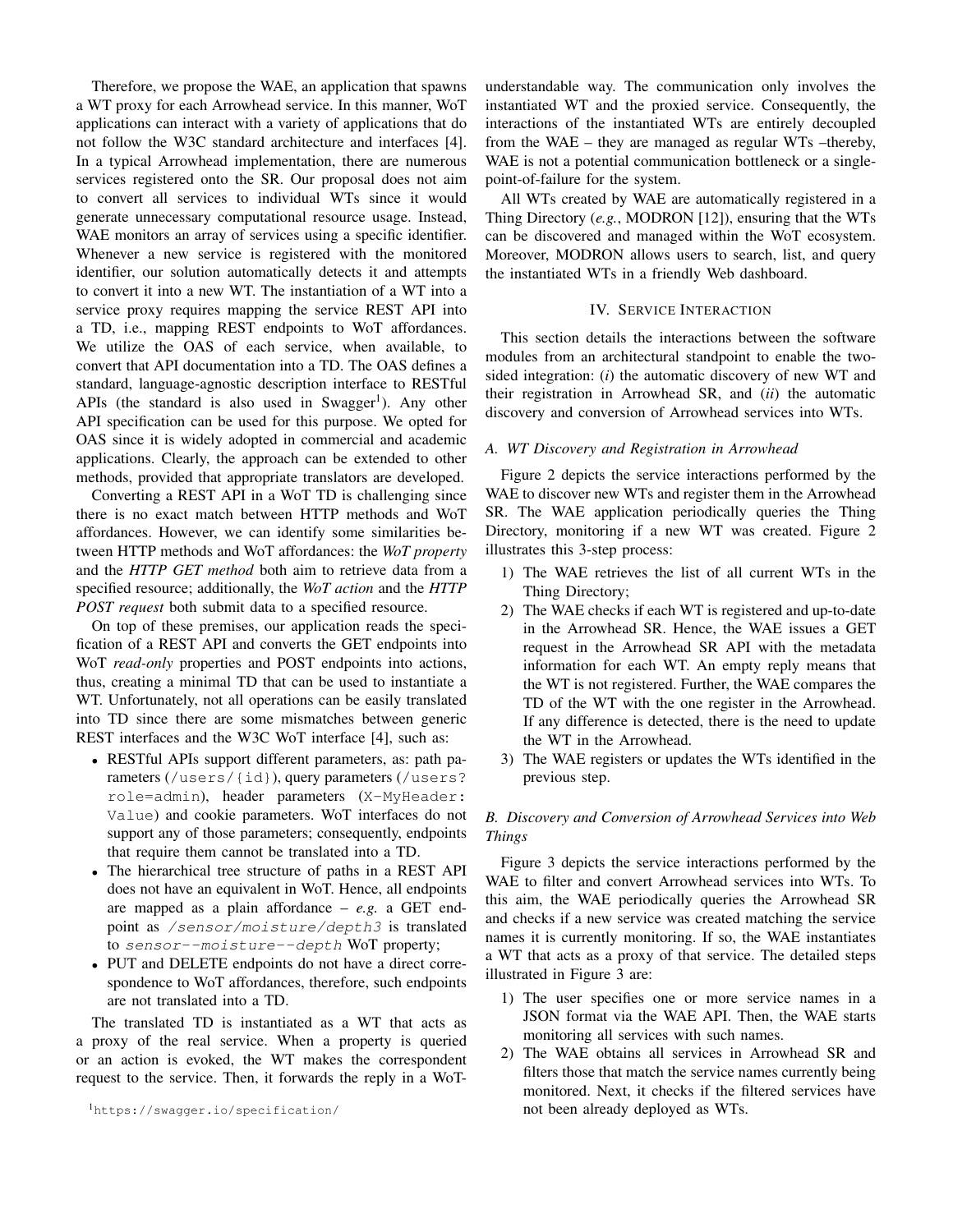Therefore, we propose the WAE, an application that spawns a WT proxy for each Arrowhead service. In this manner, WoT applications can interact with a variety of applications that do not follow the W3C standard architecture and interfaces [4]. In a typical Arrowhead implementation, there are numerous services registered onto the SR. Our proposal does not aim to convert all services to individual WTs since it would generate unnecessary computational resource usage. Instead, WAE monitors an array of services using a specific identifier. Whenever a new service is registered with the monitored identifier, our solution automatically detects it and attempts to convert it into a new WT. The instantiation of a WT into a service proxy requires mapping the service REST API into a TD, i.e., mapping REST endpoints to WoT affordances. We utilize the OAS of each service, when available, to convert that API documentation into a TD. The OAS defines a standard, language-agnostic description interface to RESTful APIs (the standard is also used in Swagger[1]). Any other API specification can be used for this purpose. We opted for OAS since it is widely adopted in commercial and academic applications. Clearly, the approach can be extended to other methods, provided that appropriate translators are developed.

Converting a REST API in a WoT TD is challenging since there is no exact match between HTTP methods and WoT affordances. However, we can identify some similarities between HTTP methods and WoT affordances: the ***WoT property*** and the ***HTTP GET method*** both aim to retrieve data from a specified resource; additionally, the ***WoT action*** and the ***HTTP POST request*** both submit data to a specified resource.

On top of these premises, our application reads the specification of a REST API and converts the GET endpoints into WoT *read-only* properties and POST endpoints into actions, thus, creating a minimal TD that can be used to instantiate a WT. Unfortunately, not all operations can be easily translated into TD since there are some mismatches between generic REST interfaces and the W3C WoT interface [4], such as:

- RESTful APIs support different parameters, as: path parameters (`/users/{id}`), query parameters (`/users?role=admin`), header parameters (`X-MyHeader: Value`) and cookie parameters. WoT interfaces do not support any of those parameters; consequently, endpoints that require them cannot be translated into a TD.
- The hierarchical tree structure of paths in a REST API does not have an equivalent in WoT. Hence, all endpoints are mapped as a plain affordance – *e.g.* a GET endpoint as */sensor/moisture/depth3* is translated to *sensor--moisture--depth* WoT property;
- PUT and DELETE endpoints do not have a direct correspondence to WoT affordances, therefore, such endpoints are not translated into a TD.

The translated TD is instantiated as a WT that acts as a proxy of the real service. When a property is queried or an action is evoked, the WT makes the correspondent request to the service. Then, it forwards the reply in a WoT-understandable way. The communication only involves the instantiated WT and the proxied service. Consequently, the interactions of the instantiated WTs are entirely decoupled from the WAE – they are managed as regular WTs –thereby, WAE is not a potential communication bottleneck or a single-point-of-failure for the system.

All WTs created by WAE are automatically registered in a Thing Directory (*e.g.*, MODRON [12]), ensuring that the WTs can be discovered and managed within the WoT ecosystem. Moreover, MODRON allows users to search, list, and query the instantiated WTs in a friendly Web dashboard.

[1] https://swagger.io/specification/

## IV. Service Interaction

This section details the interactions between the software modules from an architectural standpoint to enable the two-sided integration: (*i*) the automatic discovery of new WT and their registration in Arrowhead SR, and (*ii*) the automatic discovery and conversion of Arrowhead services into WTs.

### A. WT Discovery and Registration in Arrowhead

Figure 2 depicts the service interactions performed by the WAE to discover new WTs and register them in the Arrowhead SR. The WAE application periodically queries the Thing Directory, monitoring if a new WT was created. Figure 2 illustrates this 3-step process:

1) The WAE retrieves the list of all current WTs in the Thing Directory;
2) The WAE checks if each WT is registered and up-to-date in the Arrowhead SR. Hence, the WAE issues a GET request in the Arrowhead SR API with the metadata information for each WT. An empty reply means that the WT is not registered. Further, the WAE compares the TD of the WT with the one register in the Arrowhead. If any difference is detected, there is the need to update the WT in the Arrowhead.
3) The WAE registers or updates the WTs identified in the previous step.

### B. Discovery and Conversion of Arrowhead Services into Web Things

Figure 3 depicts the service interactions performed by the WAE to filter and convert Arrowhead services into WTs. To this aim, the WAE periodically queries the Arrowhead SR and checks if a new service was created matching the service names it is currently monitoring. If so, the WAE instantiates a WT that acts as a proxy of that service. The detailed steps illustrated in Figure 3 are:

1) The user specifies one or more service names in a JSON format via the WAE API. Then, the WAE starts monitoring all services with such names.
2) The WAE obtains all services in Arrowhead SR and filters those that match the service names currently being monitored. Next, it checks if the filtered services have not been already deployed as WTs.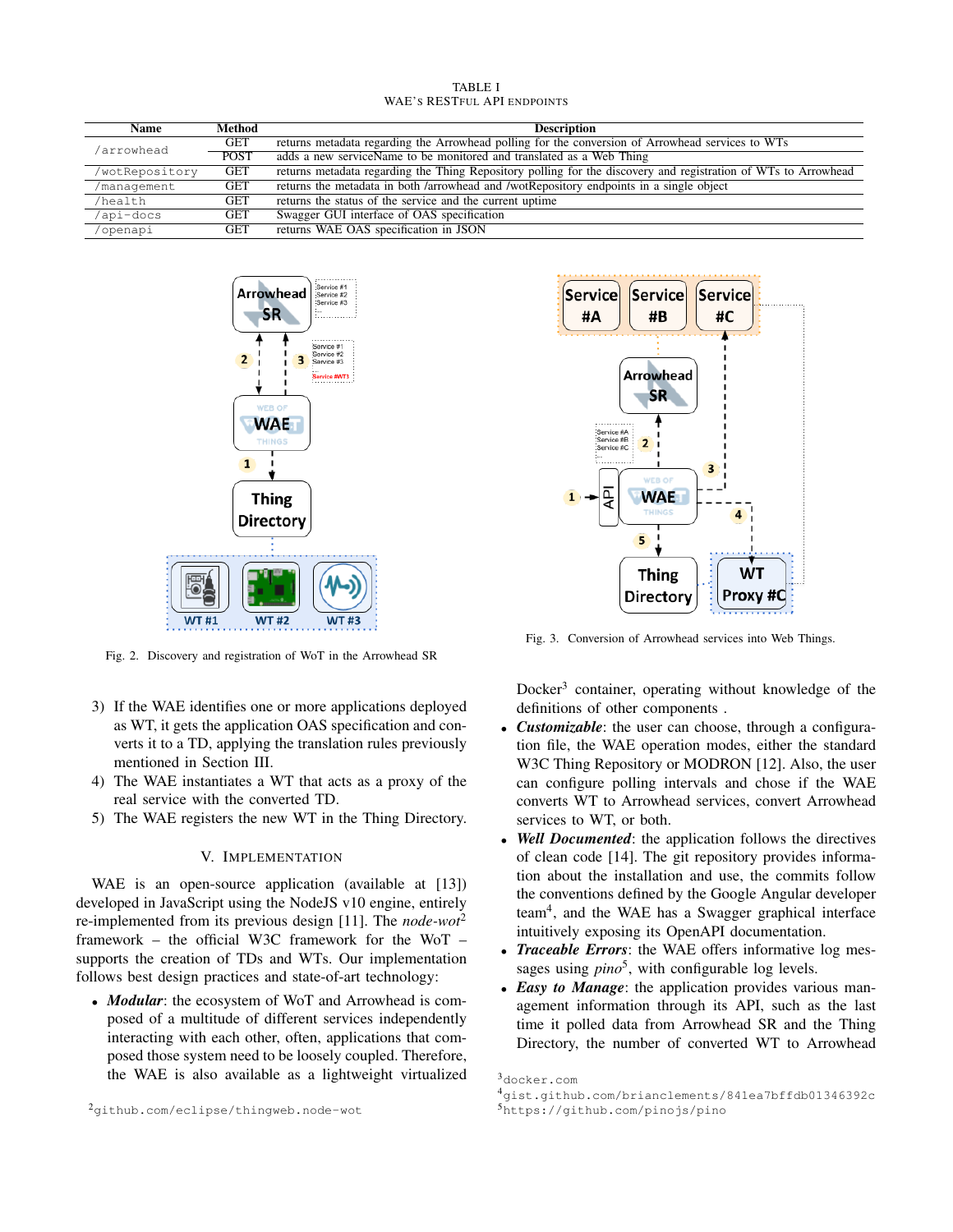TABLE I
WAE'S RESTFUL API ENDPOINTS

| Name | Method | Description |
|---|---|---|
| /arrowhead | GET | returns metadata regarding the Arrowhead polling for the conversion of Arrowhead services to WTs |
| | POST | adds a new serviceName to be monitored and translated as a Web Thing |
| /wotRepository | GET | returns metadata regarding the Thing Repository polling for the discovery and registration of WTs to Arrowhead |
| /management | GET | returns the metadata in both /arrowhead and /wotRepository endpoints in a single object |
| /health | GET | returns the status of the service and the current uptime |
| /api-docs | GET | Swagger GUI interface of OAS specification |
| /openapi | GET | returns WAE OAS specification in JSON |

Fig. 2. Discovery and registration of WoT in the Arrowhead SR

Fig. 3. Conversion of Arrowhead services into Web Things.

3) If the WAE identifies one or more applications deployed as WT, it gets the application OAS specification and converts it to a TD, applying the translation rules previously mentioned in Section III.
4) The WAE instantiates a WT that acts as a proxy of the real service with the converted TD.
5) The WAE registers the new WT in the Thing Directory.

## V. IMPLEMENTATION

WAE is an open-source application (available at [13]) developed in JavaScript using the NodeJS v10 engine, entirely re-implemented from its previous design [11]. The *node-wot*[2] framework – the official W3C framework for the WoT – supports the creation of TDs and WTs. Our implementation follows best design practices and state-of-art technology:

- ***Modular***: the ecosystem of WoT and Arrowhead is composed of a multitude of different services independently interacting with each other, often, applications that composed those system need to be loosely coupled. Therefore, the WAE is also available as a lightweight virtualized Docker[3] container, operating without knowledge of the definitions of other components .
- ***Customizable***: the user can choose, through a configuration file, the WAE operation modes, either the standard W3C Thing Repository or MODRON [12]. Also, the user can configure polling intervals and chose if the WAE converts WT to Arrowhead services, convert Arrowhead services to WT, or both.
- ***Well Documented***: the application follows the directives of clean code [14]. The git repository provides information about the installation and use, the commits follow the conventions defined by the Google Angular developer team[4], and the WAE has a Swagger graphical interface intuitively exposing its OpenAPI documentation.
- ***Traceable Errors***: the WAE offers informative log messages using *pino*[5], with configurable log levels.
- ***Easy to Manage***: the application provides various management information through its API, such as the last time it polled data from Arrowhead SR and the Thing Directory, the number of converted WT to Arrowhead

[2]github.com/eclipse/thingweb.node-wot

[3]docker.com

[4]gist.github.com/brianclements/841ea7bffdb01346392c

[5]https://github.com/pinojs/pino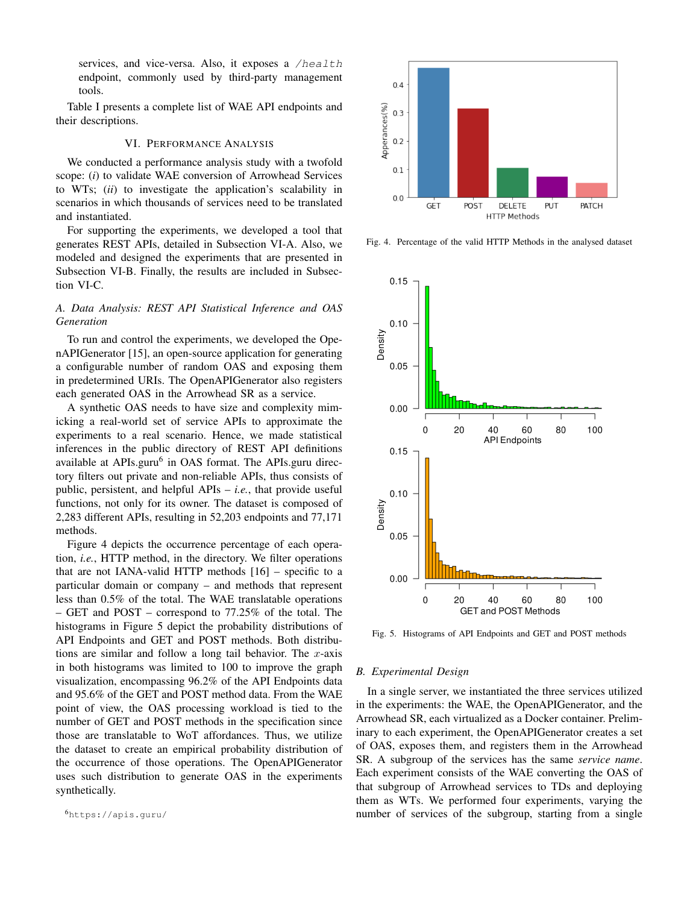services, and vice-versa. Also, it exposes a `/health` endpoint, commonly used by third-party management tools.

Table I presents a complete list of WAE API endpoints and their descriptions.

## VI. Performance Analysis

We conducted a performance analysis study with a twofold scope: (*i*) to validate WAE conversion of Arrowhead Services to WTs; (*ii*) to investigate the application's scalability in scenarios in which thousands of services need to be translated and instantiated.

For supporting the experiments, we developed a tool that generates REST APIs, detailed in Subsection VI-A. Also, we modeled and designed the experiments that are presented in Subsection VI-B. Finally, the results are included in Subsection VI-C.

### A. Data Analysis: REST API Statistical Inference and OAS Generation

To run and control the experiments, we developed the OpenAPIGenerator [15], an open-source application for generating a configurable number of random OAS and exposing them in predetermined URIs. The OpenAPIGenerator also registers each generated OAS in the Arrowhead SR as a service.

A synthetic OAS needs to have size and complexity mimicking a real-world set of service APIs to approximate the experiments to a real scenario. Hence, we made statistical inferences in the public directory of REST API definitions available at APIs.guru[6] in OAS format. The APIs.guru directory filters out private and non-reliable APIs, thus consists of public, persistent, and helpful APIs – *i.e.*, that provide useful functions, not only for its owner. The dataset is composed of 2,283 different APIs, resulting in 52,203 endpoints and 77,171 methods.

Figure 4 depicts the occurrence percentage of each operation, *i.e.*, HTTP method, in the directory. We filter operations that are not IANA-valid HTTP methods [16] – specific to a particular domain or company – and methods that represent less than 0.5% of the total. The WAE translatable operations – GET and POST – correspond to 77.25% of the total. The histograms in Figure 5 depict the probability distributions of API Endpoints and GET and POST methods. Both distributions are similar and follow a long tail behavior. The $x$-axis in both histograms was limited to 100 to improve the graph visualization, encompassing 96.2% of the API Endpoints data and 95.6% of the GET and POST method data. From the WAE point of view, the OAS processing workload is tied to the number of GET and POST methods in the specification since those are translatable to WoT affordances. Thus, we utilize the dataset to create an empirical probability distribution of the occurrence of those operations. The OpenAPIGenerator uses such distribution to generate OAS in the experiments synthetically.

[6] https://apis.guru/

Fig. 4. Percentage of the valid HTTP Methods in the analysed dataset

Fig. 5. Histograms of API Endpoints and GET and POST methods

### B. Experimental Design

In a single server, we instantiated the three services utilized in the experiments: the WAE, the OpenAPIGenerator, and the Arrowhead SR, each virtualized as a Docker container. Preliminary to each experiment, the OpenAPIGenerator creates a set of OAS, exposes them, and registers them in the Arrowhead SR. A subgroup of the services has the same *service name*. Each experiment consists of the WAE converting the OAS of that subgroup of Arrowhead services to TDs and deploying them as WTs. We performed four experiments, varying the number of services of the subgroup, starting from a single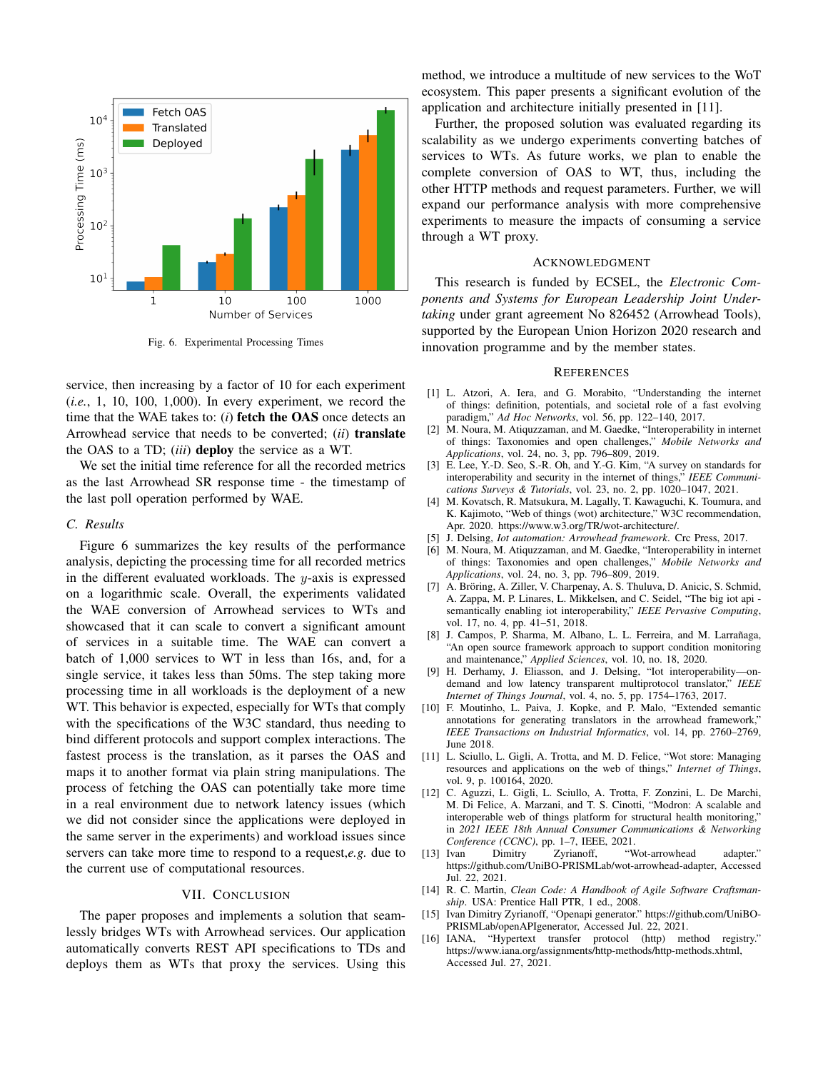Fetch OAS
Translated
Deployed

Processing Time (ms)

$10^1$
$10^2$
$10^3$
$10^4$

1
10
100
1000

Number of Services

Fig. 6. Experimental Processing Times

service, then increasing by a factor of 10 for each experiment (*i.e.*, 1, 10, 100, 1,000). In every experiment, we record the time that the WAE takes to: (*i*) **fetch the OAS** once detects an Arrowhead service that needs to be converted; (*ii*) **translate** the OAS to a TD; (*iii*) **deploy** the service as a WT.

We set the initial time reference for all the recorded metrics as the last Arrowhead SR response time - the timestamp of the last poll operation performed by WAE.

### C. Results

Figure 6 summarizes the key results of the performance analysis, depicting the processing time for all recorded metrics in the different evaluated workloads. The $y$-axis is expressed on a logarithmic scale. Overall, the experiments validated the WAE conversion of Arrowhead services to WTs and showcased that it can scale to convert a significant amount of services in a suitable time. The WAE can convert a batch of 1,000 services to WT in less than 16s, and, for a single service, it takes less than 50ms. The step taking more processing time in all workloads is the deployment of a new WT. This behavior is expected, especially for WTs that comply with the specifications of the W3C standard, thus needing to bind different protocols and support complex interactions. The fastest process is the translation, as it parses the OAS and maps it to another format via plain string manipulations. The process of fetching the OAS can potentially take more time in a real environment due to network latency issues (which we did not consider since the applications were deployed in the same server in the experiments) and workload issues since servers can take more time to respond to a request,*e.g.* due to the current use of computational resources.

## VII. Conclusion

The paper proposes and implements a solution that seamlessly bridges WTs with Arrowhead services. Our application automatically converts REST API specifications to TDs and deploys them as WTs that proxy the services. Using this method, we introduce a multitude of new services to the WoT ecosystem. This paper presents a significant evolution of the application and architecture initially presented in [11].

Further, the proposed solution was evaluated regarding its scalability as we undergo experiments converting batches of services to WTs. As future works, we plan to enable the complete conversion of OAS to WT, thus, including the other HTTP methods and request parameters. Further, we will expand our performance analysis with more comprehensive experiments to measure the impacts of consuming a service through a WT proxy.

## Acknowledgment

This research is funded by ECSEL, the *Electronic Components and Systems for European Leadership Joint Undertaking* under grant agreement No 826452 (Arrowhead Tools), supported by the European Union Horizon 2020 research and innovation programme and by the member states.

## References

[1] L. Atzori, A. Iera, and G. Morabito, "Understanding the internet of things: definition, potentials, and societal role of a fast evolving paradigm," *Ad Hoc Networks*, vol. 56, pp. 122–140, 2017.

[2] M. Noura, M. Atiquzzaman, and M. Gaedke, "Interoperability in internet of things: Taxonomies and open challenges," *Mobile Networks and Applications*, vol. 24, no. 3, pp. 796–809, 2019.

[3] E. Lee, Y.-D. Seo, S.-R. Oh, and Y.-G. Kim, "A survey on standards for interoperability and security in the internet of things," *IEEE Communications Surveys & Tutorials*, vol. 23, no. 2, pp. 1020–1047, 2021.

[4] M. Kovatsch, R. Matsukura, M. Lagally, T. Kawaguchi, K. Toumura, and K. Kajimoto, "Web of things (wot) architecture," W3C recommendation, Apr. 2020. https://www.w3.org/TR/wot-architecture/.

[5] J. Delsing, *Iot automation: Arrowhead framework*. Crc Press, 2017.

[6] M. Noura, M. Atiquzzaman, and M. Gaedke, "Interoperability in internet of things: Taxonomies and open challenges," *Mobile Networks and Applications*, vol. 24, no. 3, pp. 796–809, 2019.

[7] A. Bröring, A. Ziller, V. Charpenay, A. S. Thuluva, D. Anicic, S. Schmid, A. Zappa, M. P. Linares, L. Mikkelsen, and C. Seidel, "The big iot api - semantically enabling iot interoperability," *IEEE Pervasive Computing*, vol. 17, no. 4, pp. 41–51, 2018.

[8] J. Campos, P. Sharma, M. Albano, L. L. Ferreira, and M. Larrañaga, "An open source framework approach to support condition monitoring and maintenance," *Applied Sciences*, vol. 10, no. 18, 2020.

[9] H. Derhamy, J. Eliasson, and J. Delsing, "Iot interoperability—on-demand and low latency transparent multiprotocol translator," *IEEE Internet of Things Journal*, vol. 4, no. 5, pp. 1754–1763, 2017.

[10] F. Moutinho, L. Paiva, J. Kopke, and P. Malo, "Extended semantic annotations for generating translators in the arrowhead framework," *IEEE Transactions on Industrial Informatics*, vol. 14, pp. 2760–2769, June 2018.

[11] L. Sciullo, L. Gigli, A. Trotta, and M. D. Felice, "Wot store: Managing resources and applications on the web of things," *Internet of Things*, vol. 9, p. 100164, 2020.

[12] C. Aguzzi, L. Gigli, L. Sciullo, A. Trotta, F. Zonzini, L. De Marchi, M. Di Felice, A. Marzani, and T. S. Cinotti, "Modron: A scalable and interoperable web of things platform for structural health monitoring," in *2021 IEEE 18th Annual Consumer Communications & Networking Conference (CCNC)*, pp. 1–7, IEEE, 2021.

[13] Ivan Dimitry Zyrianoff, "Wot-arrowhead adapter." https://github.com/UniBO-PRISMLab/wot-arrowhead-adapter, Accessed Jul. 22, 2021.

[14] R. C. Martin, *Clean Code: A Handbook of Agile Software Craftsmanship*. USA: Prentice Hall PTR, 1 ed., 2008.

[15] Ivan Dimitry Zyrianoff, "Openapi generator." https://github.com/UniBO-PRISMLab/openAPIgenerator, Accessed Jul. 22, 2021.

[16] IANA, "Hypertext transfer protocol (http) method registry." https://www.iana.org/assignments/http-methods/http-methods.xhtml, Accessed Jul. 27, 2021.